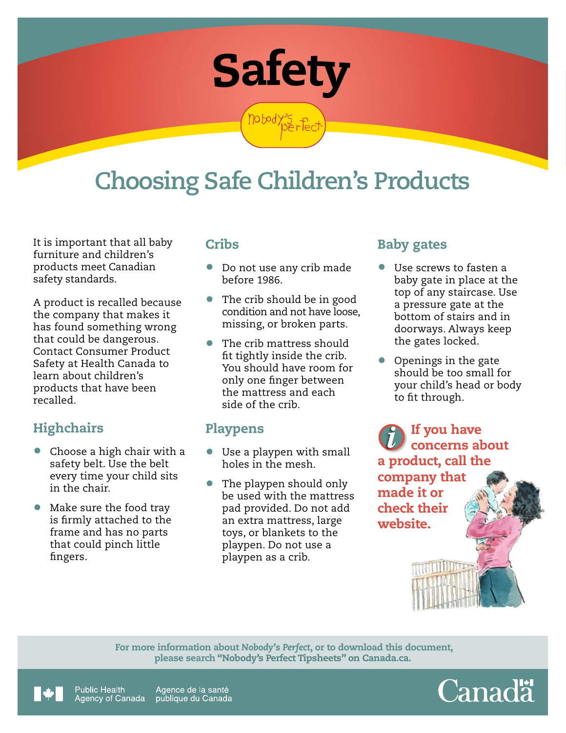# Safety

Nobody's Perfect

## Choosing Safe Children's Products

It is important that all baby furniture and children's products meet Canadian safety standards.

A product is recalled because the company that makes it has found something wrong that could be dangerous. Contact Consumer Product Safety at Health Canada to learn about children's products that have been recalled.

### Highchairs

- Choose a high chair with a safety belt. Use the belt every time your child sits in the chair.
- Make sure the food tray is firmly attached to the frame and has no parts that could pinch little fingers.

### Cribs

- Do not use any crib made before 1986.
- The crib should be in good condition and not have loose, missing, or broken parts.
- The crib mattress should fit tightly inside the crib. You should have room for only one finger between the mattress and each side of the crib.

### Playpens

- Use a playpen with small holes in the mesh.
- The playpen should only be used with the mattress pad provided. Do not add an extra mattress, large toys, or blankets to the playpen. Do not use a playpen as a crib.

### Baby gates

- Use screws to fasten a baby gate in place at the top of any staircase. Use a pressure gate at the bottom of stairs and in doorways. Always keep the gates locked.
- Openings in the gate should be too small for your child's head or body to fit through.

**If you have concerns about a product, call the company that made it or check their website.**

For more information about *Nobody's Perfect*, or to download this document, please search "Nobody's Perfect Tipsheets" on Canada.ca.

Public Health Agency of Canada | Agence de la santé publique du Canada

Canada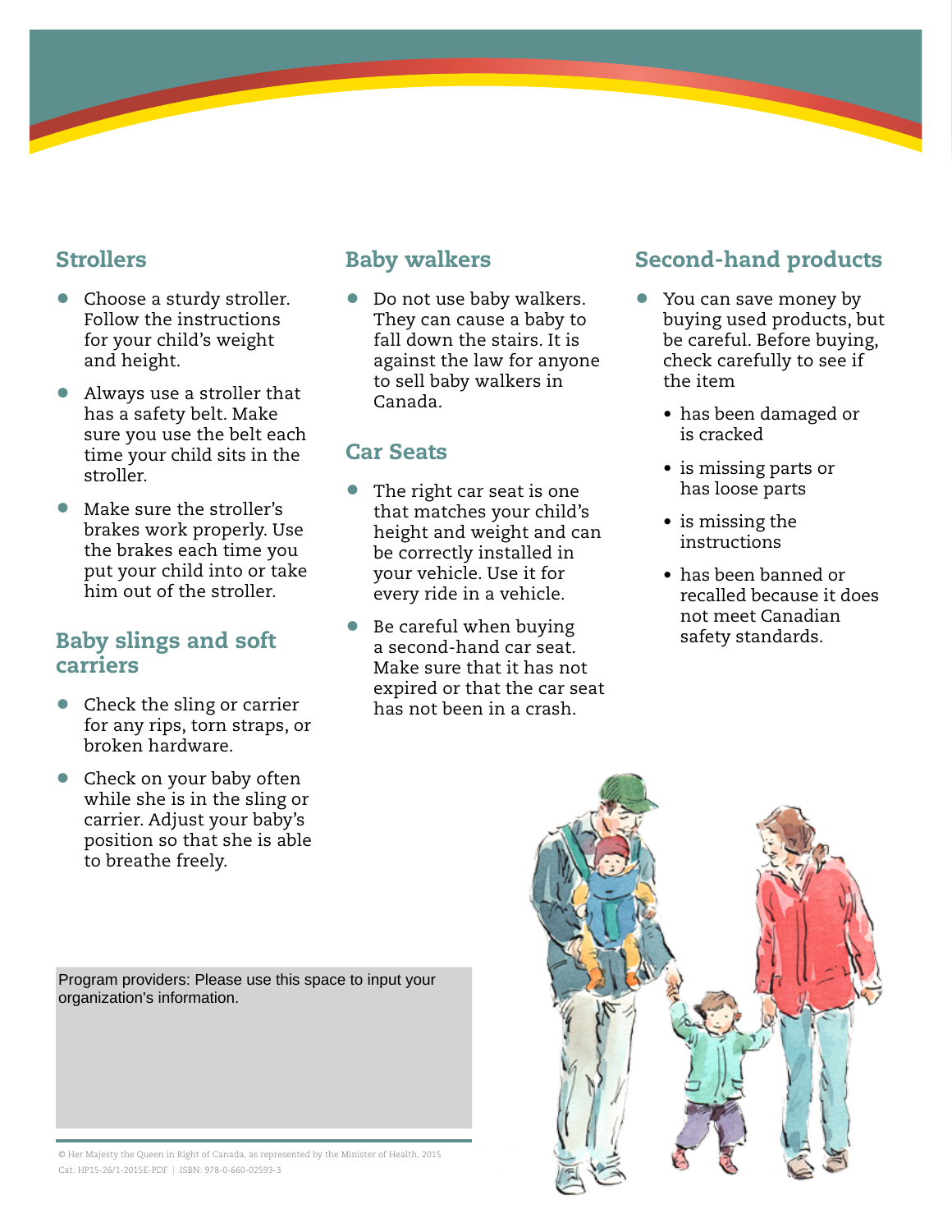## Strollers

- Choose a sturdy stroller. Follow the instructions for your child's weight and height.
- Always use a stroller that has a safety belt. Make sure you use the belt each time your child sits in the stroller.
- Make sure the stroller's brakes work properly. Use the brakes each time you put your child into or take him out of the stroller.

## Baby slings and soft carriers

- Check the sling or carrier for any rips, torn straps, or broken hardware.
- Check on your baby often while she is in the sling or carrier. Adjust your baby's position so that she is able to breathe freely.

## Baby walkers

- Do not use baby walkers. They can cause a baby to fall down the stairs. It is against the law for anyone to sell baby walkers in Canada.

## Car Seats

- The right car seat is one that matches your child's height and weight and can be correctly installed in your vehicle. Use it for every ride in a vehicle.
- Be careful when buying a second-hand car seat. Make sure that it has not expired or that the car seat has not been in a crash.

## Second-hand products

- You can save money by buying used products, but be careful. Before buying, check carefully to see if the item
  - has been damaged or is cracked
  - is missing parts or has loose parts
  - is missing the instructions
  - has been banned or recalled because it does not meet Canadian safety standards.

Program providers: Please use this space to input your organization's information.

© Her Majesty the Queen in Right of Canada, as represented by the Minister of Health, 2015
Cat: HP15-26/1-2015E-PDF | ISBN: 978-0-660-02593-3